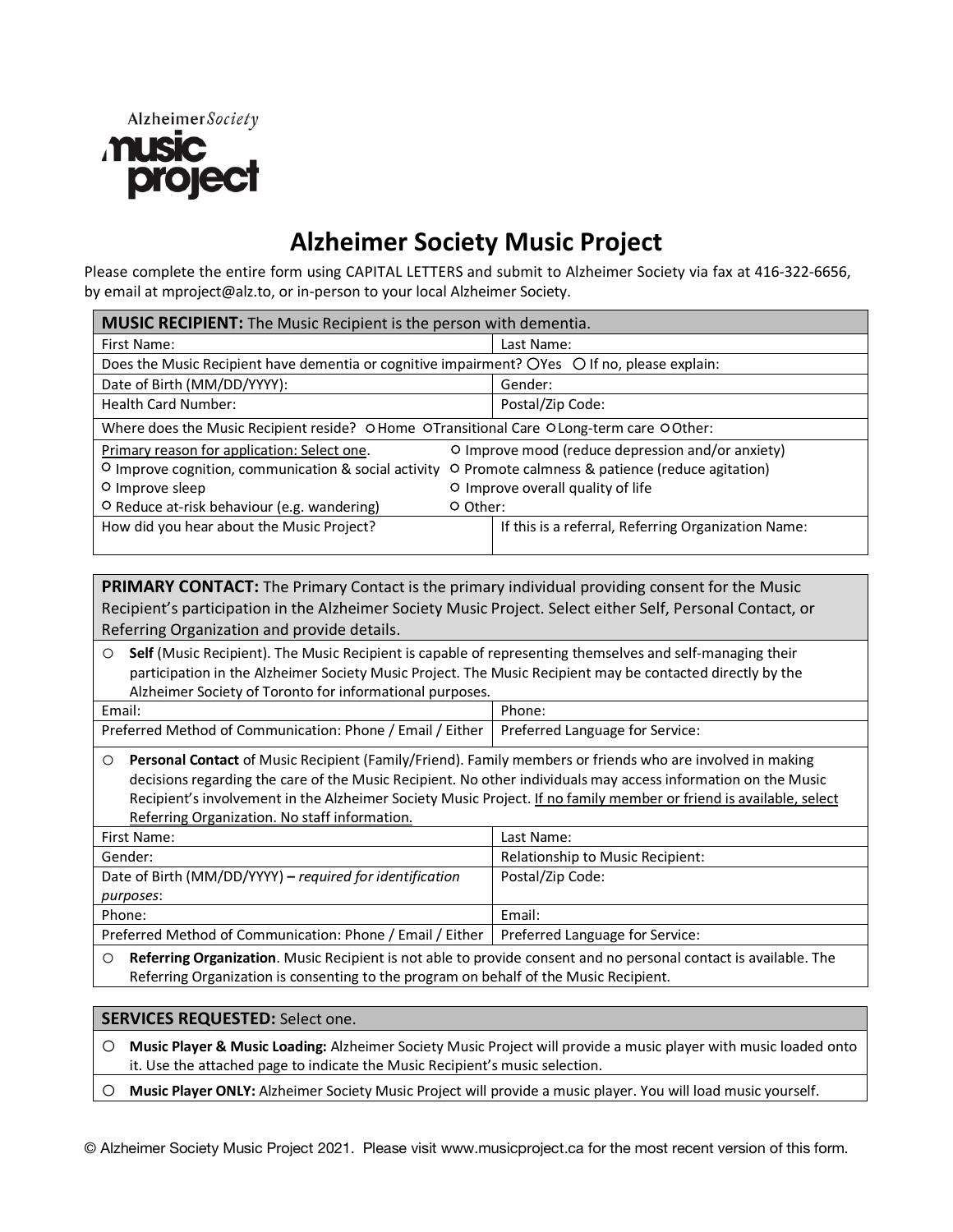Alzheimer Society

**music project**

# Alzheimer Society Music Project

Please complete the entire form using CAPITAL LETTERS and submit to Alzheimer Society via fax at 416-322-6656, by email at mproject@alz.to, or in-person to your local Alzheimer Society.

| **MUSIC RECIPIENT:** The Music Recipient is the person with dementia. | |
|---|---|
| First Name: | Last Name: |
| Does the Music Recipient have dementia or cognitive impairment? ○Yes ○ If no, please explain: | |
| Date of Birth (MM/DD/YYYY): | Gender: |
| Health Card Number: | Postal/Zip Code: |
| Where does the Music Recipient reside? ○Home ○Transitional Care ○Long-term care ○Other: | |
| Primary reason for application: Select one.<br>○ Improve cognition, communication & social activity<br>○ Improve sleep<br>○ Reduce at-risk behaviour (e.g. wandering) | ○ Improve mood (reduce depression and/or anxiety)<br>○ Promote calmness & patience (reduce agitation)<br>○ Improve overall quality of life<br>○ Other: |
| How did you hear about the Music Project? | If this is a referral, Referring Organization Name: |

| **PRIMARY CONTACT:** The Primary Contact is the primary individual providing consent for the Music Recipient's participation in the Alzheimer Society Music Project. Select either Self, Personal Contact, or Referring Organization and provide details. | |
|---|---|
| ○ **Self** (Music Recipient). The Music Recipient is capable of representing themselves and self-managing their participation in the Alzheimer Society Music Project. The Music Recipient may be contacted directly by the Alzheimer Society of Toronto for informational purposes. | |
| Email: | Phone: |
| Preferred Method of Communication: Phone / Email / Either | Preferred Language for Service: |
| ○ **Personal Contact** of Music Recipient (Family/Friend). Family members or friends who are involved in making decisions regarding the care of the Music Recipient. No other individuals may access information on the Music Recipient's involvement in the Alzheimer Society Music Project. If no family member or friend is available, select Referring Organization. No staff information. | |
| First Name: | Last Name: |
| Gender: | Relationship to Music Recipient: |
| Date of Birth (MM/DD/YYYY) – *required for identification purposes*: | Postal/Zip Code: |
| Phone: | Email: |
| Preferred Method of Communication: Phone / Email / Either | Preferred Language for Service: |
| ○ **Referring Organization**. Music Recipient is not able to provide consent and no personal contact is available. The Referring Organization is consenting to the program on behalf of the Music Recipient. | |

| **SERVICES REQUESTED:** Select one. |
|---|
| ○ **Music Player & Music Loading:** Alzheimer Society Music Project will provide a music player with music loaded onto it. Use the attached page to indicate the Music Recipient's music selection. |
| ○ **Music Player ONLY:** Alzheimer Society Music Project will provide a music player. You will load music yourself. |

© Alzheimer Society Music Project 2021. Please visit www.musicproject.ca for the most recent version of this form.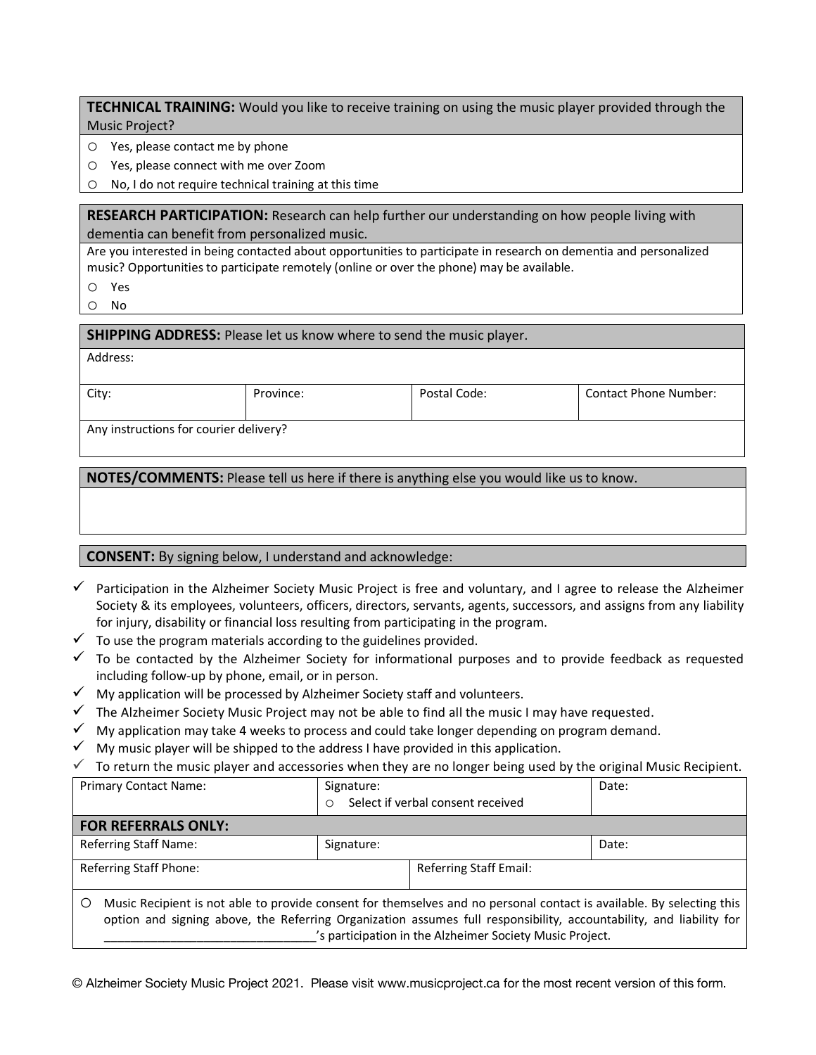**TECHNICAL TRAINING:** Would you like to receive training on using the music player provided through the Music Project?

- ○ Yes, please contact me by phone
- ○ Yes, please connect with me over Zoom
- ○ No, I do not require technical training at this time

**RESEARCH PARTICIPATION:** Research can help further our understanding on how people living with dementia can benefit from personalized music.

Are you interested in being contacted about opportunities to participate in research on dementia and personalized music? Opportunities to participate remotely (online or over the phone) may be available.

- ○ Yes
- ○ No

**SHIPPING ADDRESS:** Please let us know where to send the music player.

| Address: | | | |
|---|---|---|---|
| City: | Province: | Postal Code: | Contact Phone Number: |
| Any instructions for courier delivery? | | | |

**NOTES/COMMENTS:** Please tell us here if there is anything else you would like us to know.

**CONSENT:** By signing below, I understand and acknowledge:

- ✓ Participation in the Alzheimer Society Music Project is free and voluntary, and I agree to release the Alzheimer Society & its employees, volunteers, officers, directors, servants, agents, successors, and assigns from any liability for injury, disability or financial loss resulting from participating in the program.
- ✓ To use the program materials according to the guidelines provided.
- ✓ To be contacted by the Alzheimer Society for informational purposes and to provide feedback as requested including follow-up by phone, email, or in person.
- ✓ My application will be processed by Alzheimer Society staff and volunteers.
- ✓ The Alzheimer Society Music Project may not be able to find all the music I may have requested.
- ✓ My application may take 4 weeks to process and could take longer depending on program demand.
- ✓ My music player will be shipped to the address I have provided in this application.
- ✓ To return the music player and accessories when they are no longer being used by the original Music Recipient.

| Primary Contact Name: | Signature: ○ Select if verbal consent received | Date: |
|---|---|---|
| **FOR REFERRALS ONLY:** | | |
| Referring Staff Name: | Signature: | Date: |
| Referring Staff Phone: | Referring Staff Email: | |

○ Music Recipient is not able to provide consent for themselves and no personal contact is available. By selecting this option and signing above, the Referring Organization assumes full responsibility, accountability, and liability for _______________________________'s participation in the Alzheimer Society Music Project.

© Alzheimer Society Music Project 2021. Please visit www.musicproject.ca for the most recent version of this form.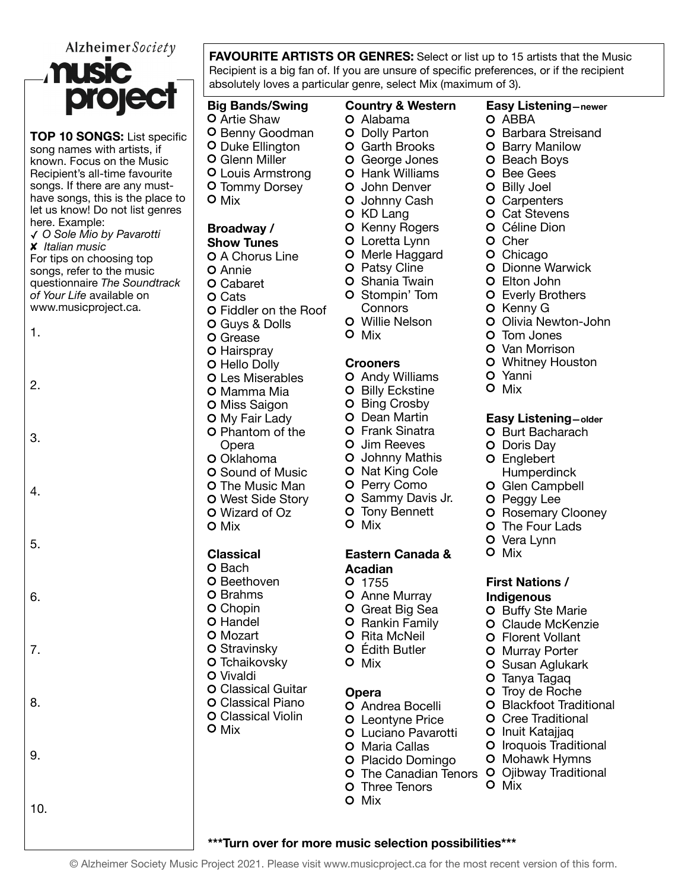Alzheimer *Society*

# music project

**TOP 10 SONGS:** List specific song names with artists, if known. Focus on the Music Recipient's all-time favourite songs. If there are any must-have songs, this is the place to let us know! Do not list genres here. Example:

✓ *O Sole Mio by Pavarotti*

✘ *Italian music*

For tips on choosing top songs, refer to the music questionnaire *The Soundtrack of Your Life* available on www.musicproject.ca.

1.

2.

3.

4.

5.

6.

7.

8.

9.

10.

**FAVOURITE ARTISTS OR GENRES:** Select or list up to 15 artists that the Music Recipient is a big fan of. If you are unsure of specific preferences, or if the recipient absolutely loves a particular genre, select Mix (maximum of 3).

### Big Bands/Swing

- O Artie Shaw
- O Benny Goodman
- O Duke Ellington
- O Glenn Miller
- O Louis Armstrong
- O Tommy Dorsey
- O Mix

### Broadway / Show Tunes

- O A Chorus Line
- O Annie
- O Cabaret
- O Cats
- O Fiddler on the Roof
- O Guys & Dolls
- O Grease
- O Hairspray
- O Hello Dolly
- O Les Miserables
- O Mamma Mia
- O Miss Saigon
- O My Fair Lady
- O Phantom of the Opera
- O Oklahoma
- O Sound of Music
- O The Music Man
- O West Side Story
- O Wizard of Oz
- O Mix

### Classical

- O Bach
- O Beethoven
- O Brahms
- O Chopin
- O Handel
- O Mozart
- O Stravinsky
- O Tchaikovsky
- O Vivaldi
- O Classical Guitar
- O Classical Piano
- O Classical Violin
- O Mix

### Country & Western

- O Alabama
- O Dolly Parton
- O Garth Brooks
- O George Jones
- O Hank Williams
- O John Denver
- O Johnny Cash
- O KD Lang
- O Kenny Rogers
- O Loretta Lynn
- O Merle Haggard
- O Patsy Cline
- O Shania Twain
- O Stompin' Tom Connors
- O Willie Nelson
- O Mix

### Crooners

- O Andy Williams
- O Billy Eckstine
- O Bing Crosby
- O Dean Martin
- O Frank Sinatra
- O Jim Reeves
- O Johnny Mathis
- O Nat King Cole
- O Perry Como
- O Sammy Davis Jr.
- O Tony Bennett
- O Mix

### Eastern Canada & Acadian

- O 1755
- O Anne Murray
- O Great Big Sea
- O Rankin Family
- O Rita McNeil
- O Édith Butler
- O Mix

### Opera

- O Andrea Bocelli
- O Leontyne Price
- O Luciano Pavarotti
- O Maria Callas
- O Placido Domingo
- O The Canadian Tenors
- O Three Tenors
- O Mix

### Easy Listening—newer

- O ABBA
- O Barbara Streisand
- O Barry Manilow
- O Beach Boys
- O Bee Gees
- O Billy Joel
- O Carpenters
- O Cat Stevens
- O Céline Dion
- O Cher
- O Chicago
- O Dionne Warwick
- O Elton John
- O Everly Brothers
- O Kenny G
- O Olivia Newton-John
- O Tom Jones
- O Van Morrison
- O Whitney Houston
- O Yanni
- O Mix

### Easy Listening—older

- O Burt Bacharach
- O Doris Day
- O Englebert Humperdinck
- O Glen Campbell
- O Peggy Lee
- O Rosemary Clooney
- O The Four Lads
- O Vera Lynn
- O Mix

### First Nations / Indigenous

- O Buffy Ste Marie
- O Claude McKenzie
- O Florent Vollant
- O Murray Porter
- O Susan Aglukark
- O Tanya Tagaq
- O Troy de Roche
- O Blackfoot Traditional
- O Cree Traditional
- O Inuit Katajjaq
- O Iroquois Traditional
- O Mohawk Hymns
- O Ojibway Traditional
- O Mix

**\*\*\*Turn over for more music selection possibilities\*\*\***

© Alzheimer Society Music Project 2021. Please visit www.musicproject.ca for the most recent version of this form.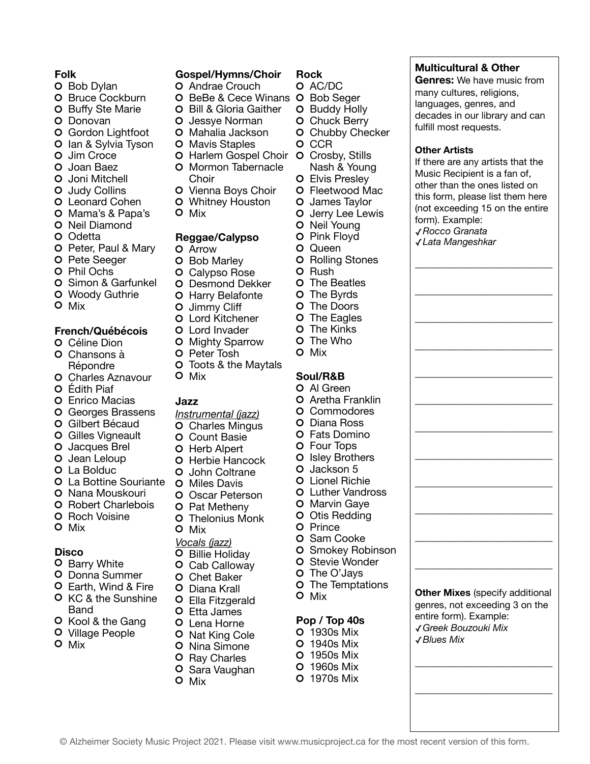**Folk**

- O Bob Dylan
- O Bruce Cockburn
- O Buffy Ste Marie
- O Donovan
- O Gordon Lightfoot
- O Ian & Sylvia Tyson
- O Jim Croce
- O Joan Baez
- O Joni Mitchell
- O Judy Collins
- O Leonard Cohen
- O Mama's & Papa's
- O Neil Diamond
- O Odetta
- O Peter, Paul & Mary
- O Pete Seeger
- O Phil Ochs
- O Simon & Garfunkel
- O Woody Guthrie
- O Mix

**French/Québécois**

- O Céline Dion
- O Chansons à Répondre
- O Charles Aznavour
- O Édith Piaf
- O Enrico Macias
- O Georges Brassens
- O Gilbert Bécaud
- O Gilles Vigneault
- O Jacques Brel
- O Jean Leloup
- O La Bolduc
- O La Bottine Souriante
- O Nana Mouskouri
- O Robert Charlebois
- O Roch Voisine
- O Mix

**Disco**

- O Barry White
- O Donna Summer
- O Earth, Wind & Fire
- O KC & the Sunshine Band
- O Kool & the Gang
- O Village People
- O Mix

**Gospel/Hymns/Choir**

- O Andrae Crouch
- O BeBe & Cece Winans
- O Bill & Gloria Gaither
- O Jessye Norman
- O Mahalia Jackson
- O Mavis Staples
- O Harlem Gospel Choir
- O Mormon Tabernacle Choir
- O Vienna Boys Choir
- O Whitney Houston
- O Mix

**Reggae/Calypso**

- O Arrow
- O Bob Marley
- O Calypso Rose
- O Desmond Dekker
- O Harry Belafonte
- O Jimmy Cliff
- O Lord Kitchener
- O Lord Invader
- O Mighty Sparrow
- O Peter Tosh
- O Toots & the Maytals
- O Mix

**Jazz**

*Instrumental (jazz)*

- O Charles Mingus
- O Count Basie
- O Herb Alpert
- O Herbie Hancock
- O John Coltrane
- O Miles Davis
- O Oscar Peterson
- O Pat Metheny
- O Thelonius Monk
- O Mix

*Vocals (jazz)*

- O Billie Holiday
- O Cab Calloway
- O Chet Baker
- O Diana Krall
- O Ella Fitzgerald
- O Etta James
- O Lena Horne
- O Nat King Cole
- O Nina Simone
- O Ray Charles
- O Sara Vaughan
- O Mix

**Rock**

- O AC/DC
- O Bob Seger
- O Buddy Holly
- O Chuck Berry
- O Chubby Checker
- O CCR
- O Crosby, Stills Nash & Young
- O Elvis Presley
- O Fleetwood Mac
- O James Taylor
- O Jerry Lee Lewis
- O Neil Young
- O Pink Floyd
- O Queen
- O Rolling Stones
- O Rush
- O The Beatles
- O The Byrds
- O The Doors
- O The Eagles
- O The Kinks
- O The Who
- O Mix

**Soul/R&B**

- O Al Green
- O Aretha Franklin
- O Commodores
- O Diana Ross
- O Fats Domino
- O Four Tops
- O Isley Brothers
- O Jackson 5
- O Lionel Richie
- O Luther Vandross
- O Marvin Gaye
- O Otis Redding
- O Prince
- O Sam Cooke
- O Smokey Robinson
- O Stevie Wonder
- O The O'Jays
- O The Temptations
- O Mix

**Pop / Top 40s**

- O 1930s Mix
- O 1940s Mix
- O 1950s Mix
- O 1960s Mix
- O 1970s Mix

**Multicultural & Other Genres:** We have music from many cultures, religions, languages, genres, and decades in our library and can fulfill most requests.

**Other Artists**

If there are any artists that the Music Recipient is a fan of, other than the ones listed on this form, please list them here (not exceeding 15 on the entire form). Example:

✓*Rocco Granata*
✓*Lata Mangeshkar*

\_\_\_\_\_\_\_\_\_\_\_\_\_\_\_\_\_\_\_\_\_\_\_\_

\_\_\_\_\_\_\_\_\_\_\_\_\_\_\_\_\_\_\_\_\_\_\_\_

\_\_\_\_\_\_\_\_\_\_\_\_\_\_\_\_\_\_\_\_\_\_\_\_

\_\_\_\_\_\_\_\_\_\_\_\_\_\_\_\_\_\_\_\_\_\_\_\_

\_\_\_\_\_\_\_\_\_\_\_\_\_\_\_\_\_\_\_\_\_\_\_\_

\_\_\_\_\_\_\_\_\_\_\_\_\_\_\_\_\_\_\_\_\_\_\_\_

\_\_\_\_\_\_\_\_\_\_\_\_\_\_\_\_\_\_\_\_\_\_\_\_

\_\_\_\_\_\_\_\_\_\_\_\_\_\_\_\_\_\_\_\_\_\_\_\_

\_\_\_\_\_\_\_\_\_\_\_\_\_\_\_\_\_\_\_\_\_\_\_\_

\_\_\_\_\_\_\_\_\_\_\_\_\_\_\_\_\_\_\_\_\_\_\_\_

\_\_\_\_\_\_\_\_\_\_\_\_\_\_\_\_\_\_\_\_\_\_\_\_

\_\_\_\_\_\_\_\_\_\_\_\_\_\_\_\_\_\_\_\_\_\_\_\_

**Other Mixes** (specify additional genres, not exceeding 3 on the entire form). Example:

✓*Greek Bouzouki Mix*
✓*Blues Mix*

\_\_\_\_\_\_\_\_\_\_\_\_\_\_\_\_\_\_\_\_\_\_\_\_

\_\_\_\_\_\_\_\_\_\_\_\_\_\_\_\_\_\_\_\_\_\_\_\_

© Alzheimer Society Music Project 2021. Please visit www.musicproject.ca for the most recent version of this form.